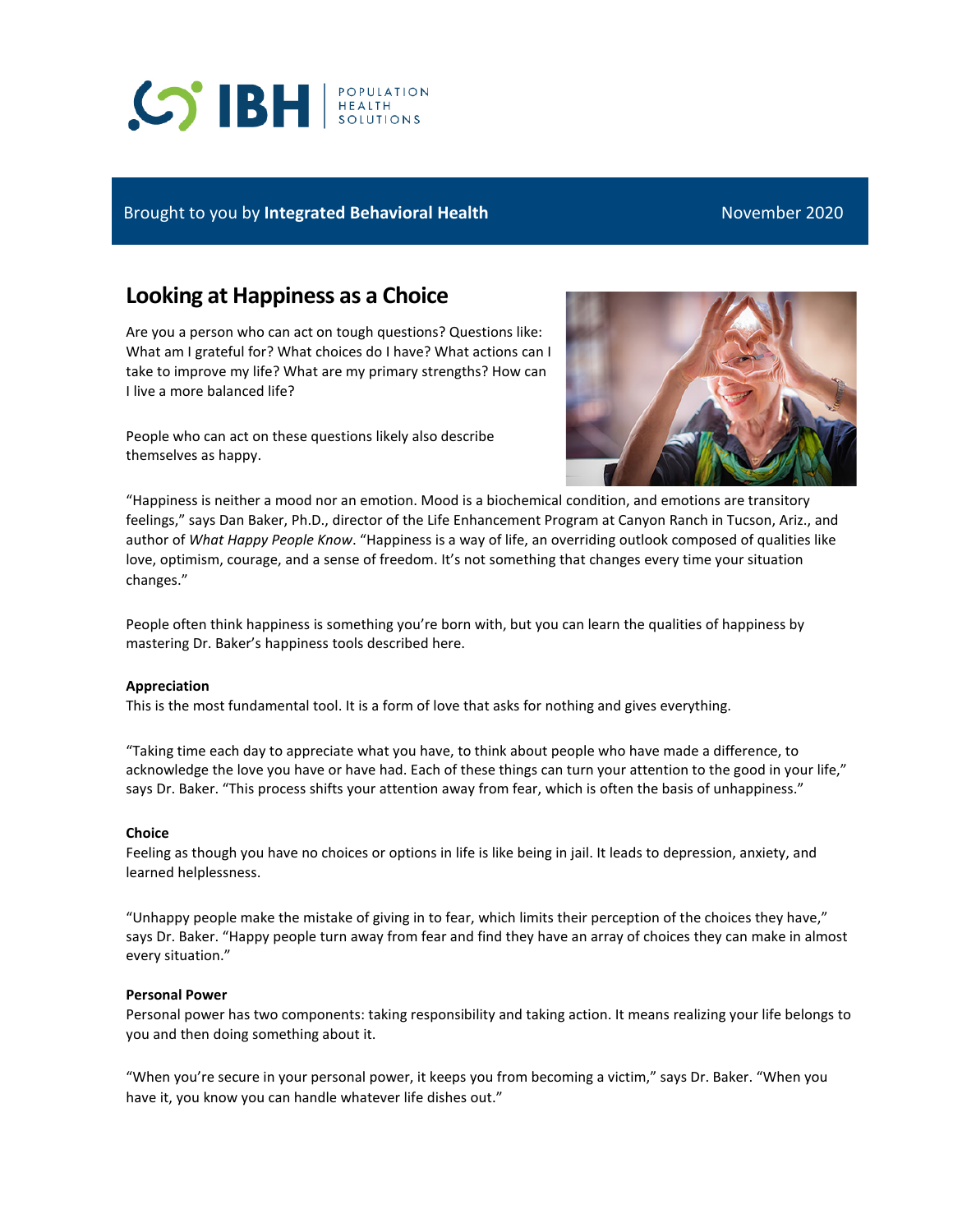Brought to you by **Integrated Behavioral Health** November 2020

# Looking at Happiness as a Choice

Are you a person who can act on tough questions? Questions like: What am I grateful for? What choices do I have? What actions can I take to improve my life? What are my primary strengths? How can I live a more balanced life?

People who can act on these questions likely also describe themselves as happy.

"Happiness is neither a mood nor an emotion. Mood is a biochemical condition, and emotions are transitory feelings," says Dan Baker, Ph.D., director of the Life Enhancement Program at Canyon Ranch in Tucson, Ariz., and author of *What Happy People Know*. "Happiness is a way of life, an overriding outlook composed of qualities like love, optimism, courage, and a sense of freedom. It's not something that changes every time your situation changes."

People often think happiness is something you're born with, but you can learn the qualities of happiness by mastering Dr. Baker's happiness tools described here.

**Appreciation**

This is the most fundamental tool. It is a form of love that asks for nothing and gives everything.

"Taking time each day to appreciate what you have, to think about people who have made a difference, to acknowledge the love you have or have had. Each of these things can turn your attention to the good in your life," says Dr. Baker. "This process shifts your attention away from fear, which is often the basis of unhappiness."

**Choice**

Feeling as though you have no choices or options in life is like being in jail. It leads to depression, anxiety, and learned helplessness.

"Unhappy people make the mistake of giving in to fear, which limits their perception of the choices they have," says Dr. Baker. "Happy people turn away from fear and find they have an array of choices they can make in almost every situation."

**Personal Power**

Personal power has two components: taking responsibility and taking action. It means realizing your life belongs to you and then doing something about it.

"When you're secure in your personal power, it keeps you from becoming a victim," says Dr. Baker. "When you have it, you know you can handle whatever life dishes out."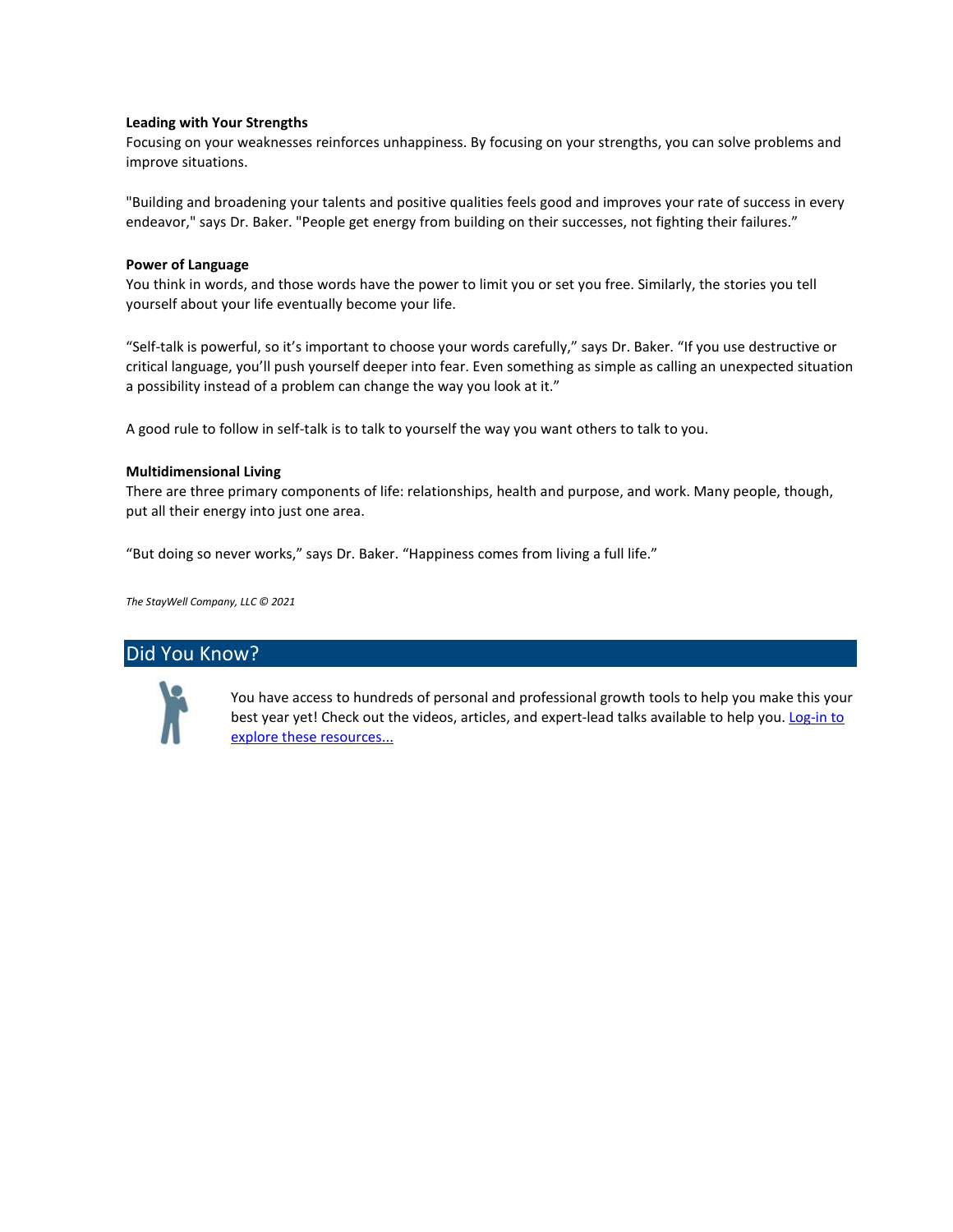**Leading with Your Strengths**

Focusing on your weaknesses reinforces unhappiness. By focusing on your strengths, you can solve problems and improve situations.

"Building and broadening your talents and positive qualities feels good and improves your rate of success in every endeavor," says Dr. Baker. "People get energy from building on their successes, not fighting their failures."

**Power of Language**

You think in words, and those words have the power to limit you or set you free. Similarly, the stories you tell yourself about your life eventually become your life.

"Self-talk is powerful, so it's important to choose your words carefully," says Dr. Baker. "If you use destructive or critical language, you'll push yourself deeper into fear. Even something as simple as calling an unexpected situation a possibility instead of a problem can change the way you look at it."

A good rule to follow in self-talk is to talk to yourself the way you want others to talk to you.

**Multidimensional Living**

There are three primary components of life: relationships, health and purpose, and work. Many people, though, put all their energy into just one area.

"But doing so never works," says Dr. Baker. "Happiness comes from living a full life."

*The StayWell Company, LLC © 2021*

## Did You Know?

You have access to hundreds of personal and professional growth tools to help you make this your best year yet! Check out the videos, articles, and expert-lead talks available to help you. Log-in to explore these resources...